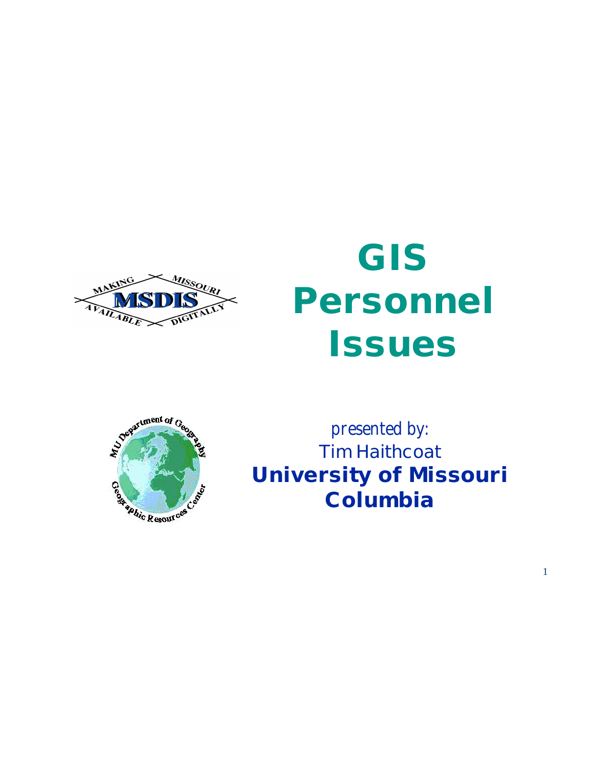# GIS Personnel Issues

*presented by:*

Tim Haithcoat

**University of Missouri Columbia**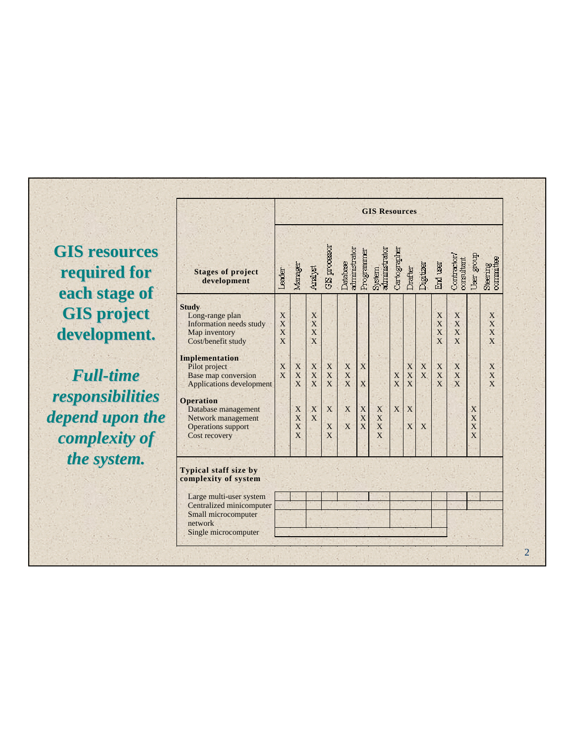# GIS resources required for each stage of GIS project development.

***Full-time responsibilities depend upon the complexity of the system.***

| Stages of project development | Leader | Manager | Analyst | GIS processor | Database administrator | Programmer | System administrator | Cartographer | Drafter | Digitizer | End user | Contractor/ consultant | User group | Steering committee |
|---|---|---|---|---|---|---|---|---|---|---|---|---|---|---|
| | **GIS Resources** | | | | | | | | | | | | | |
| **Study** | | | | | | | | | | | | | | |
| Long-range plan | X | | X | | | | | | | | X | X | | X |
| Information needs study | X | | X | | | | | | | | X | X | | X |
| Map inventory | X | | X | | | | | | | | X | X | | X |
| Cost/benefit study | X | | X | | | | | | | | X | X | | X |
| **Implementation** | | | | | | | | | | | | | | |
| Pilot project | X | X | X | X | X | X | | | X | X | X | X | | X |
| Base map conversion | X | X | X | X | X | | | X | X | X | X | X | | X |
| Applications development | | X | X | X | X | X | | X | X | | X | X | | X |
| **Operation** | | | | | | | | | | | | | | |
| Database management | | X | X | X | X | X | X | X | X | | | | X | |
| Network management | | X | X | | | X | X | | | | | | X | |
| Operations support | | X | | X | X | X | X | | X | X | | | X | |
| Cost recovery | | X | | X | | | X | | | | | | X | |

**Typical staff size by complexity of system**

- Large multi-user system
- Centralized minicomputer
- Small microcomputer network
- Single microcomputer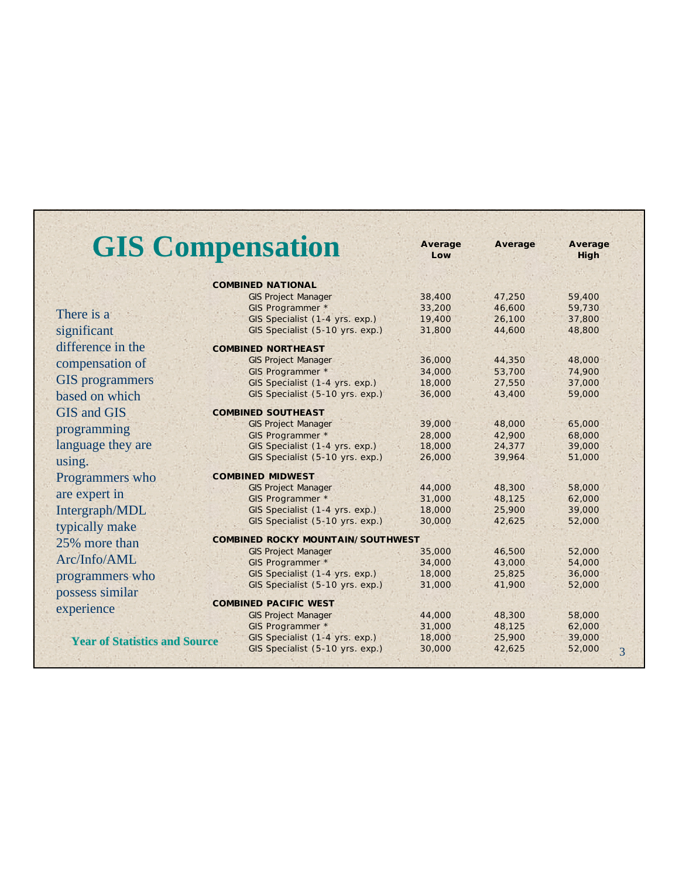# GIS Compensation

There is a significant difference in the compensation of GIS programmers based on which GIS and GIS programming language they are using. Programmers who are expert in Intergraph/MDL typically make 25% more than Arc/Info/AML programmers who possess similar experience

| | Average Low | Average | Average High |
|---|---|---|---|
| **COMBINED NATIONAL** | | | |
| GIS Project Manager | 38,400 | 47,250 | 59,400 |
| GIS Programmer * | 33,200 | 46,600 | 59,730 |
| GIS Specialist (1-4 yrs. exp.) | 19,400 | 26,100 | 37,800 |
| GIS Specialist (5-10 yrs. exp.) | 31,800 | 44,600 | 48,800 |
| **COMBINED NORTHEAST** | | | |
| GIS Project Manager | 36,000 | 44,350 | 48,000 |
| GIS Programmer * | 34,000 | 53,700 | 74,900 |
| GIS Specialist (1-4 yrs. exp.) | 18,000 | 27,550 | 37,000 |
| GIS Specialist (5-10 yrs. exp.) | 36,000 | 43,400 | 59,000 |
| **COMBINED SOUTHEAST** | | | |
| GIS Project Manager | 39,000 | 48,000 | 65,000 |
| GIS Programmer * | 28,000 | 42,900 | 68,000 |
| GIS Specialist (1-4 yrs. exp.) | 18,000 | 24,377 | 39,000 |
| GIS Specialist (5-10 yrs. exp.) | 26,000 | 39,964 | 51,000 |
| **COMBINED MIDWEST** | | | |
| GIS Project Manager | 44,000 | 48,300 | 58,000 |
| GIS Programmer * | 31,000 | 48,125 | 62,000 |
| GIS Specialist (1-4 yrs. exp.) | 18,000 | 25,900 | 39,000 |
| GIS Specialist (5-10 yrs. exp.) | 30,000 | 42,625 | 52,000 |
| **COMBINED ROCKY MOUNTAIN/SOUTHWEST** | | | |
| GIS Project Manager | 35,000 | 46,500 | 52,000 |
| GIS Programmer * | 34,000 | 43,000 | 54,000 |
| GIS Specialist (1-4 yrs. exp.) | 18,000 | 25,825 | 36,000 |
| GIS Specialist (5-10 yrs. exp.) | 31,000 | 41,900 | 52,000 |
| **COMBINED PACIFIC WEST** | | | |
| GIS Project Manager | 44,000 | 48,300 | 58,000 |
| GIS Programmer * | 31,000 | 48,125 | 62,000 |
| GIS Specialist (1-4 yrs. exp.) | 18,000 | 25,900 | 39,000 |
| GIS Specialist (5-10 yrs. exp.) | 30,000 | 42,625 | 52,000 |

**Year of Statistics and Source**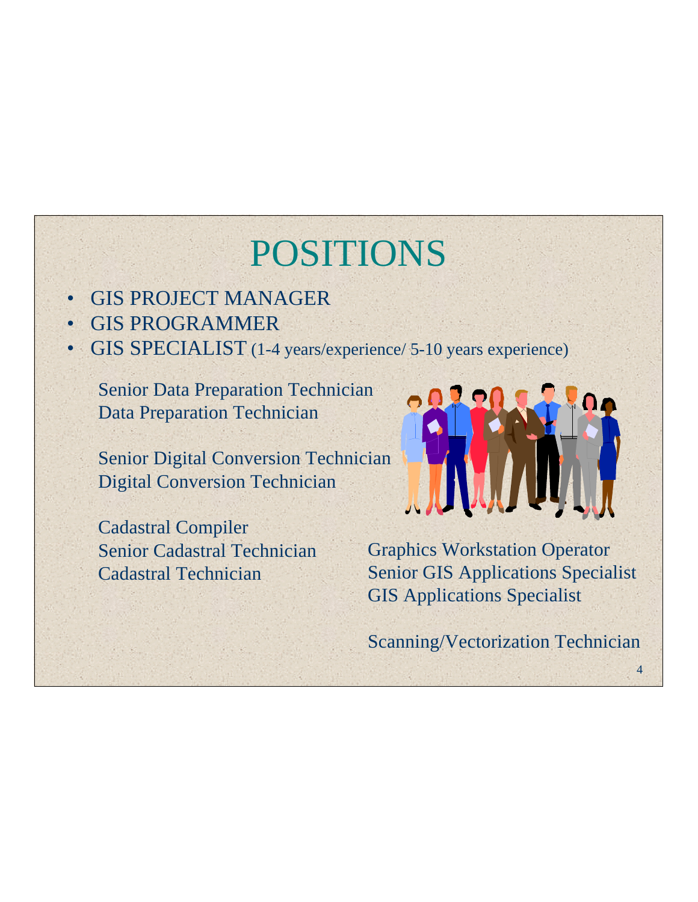# POSITIONS

- GIS PROJECT MANAGER
- GIS PROGRAMMER
- GIS SPECIALIST (1-4 years/experience/ 5-10 years experience)

Senior Data Preparation Technician
Data Preparation Technician

Senior Digital Conversion Technician
Digital Conversion Technician

Cadastral Compiler
Senior Cadastral Technician
Cadastral Technician

Graphics Workstation Operator
Senior GIS Applications Specialist
GIS Applications Specialist

Scanning/Vectorization Technician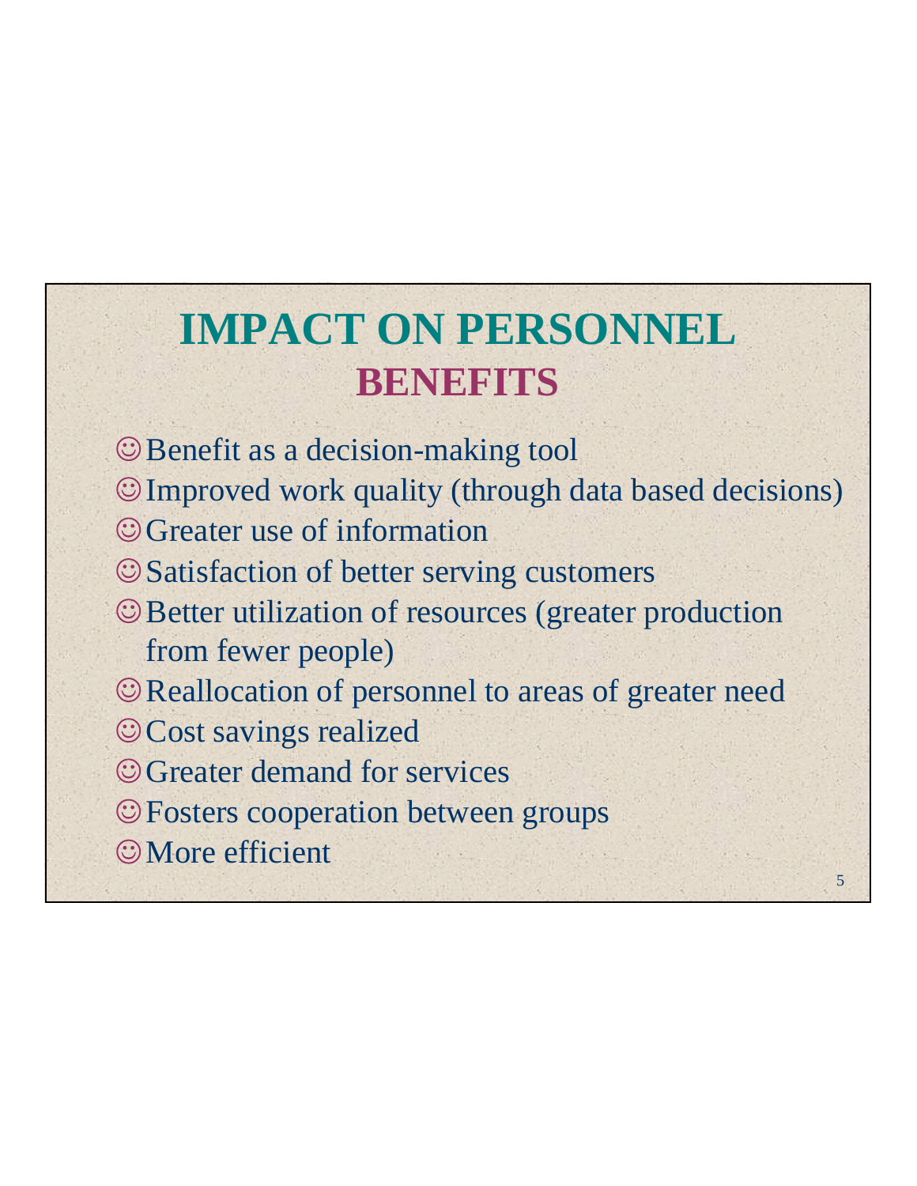# IMPACT ON PERSONNEL

## BENEFITS

- ☺Benefit as a decision-making tool
- ☺Improved work quality (through data based decisions)
- ☺Greater use of information
- ☺Satisfaction of better serving customers
- ☺Better utilization of resources (greater production from fewer people)
- ☺Reallocation of personnel to areas of greater need
- ☺Cost savings realized
- ☺Greater demand for services
- ☺Fosters cooperation between groups
- ☺More efficient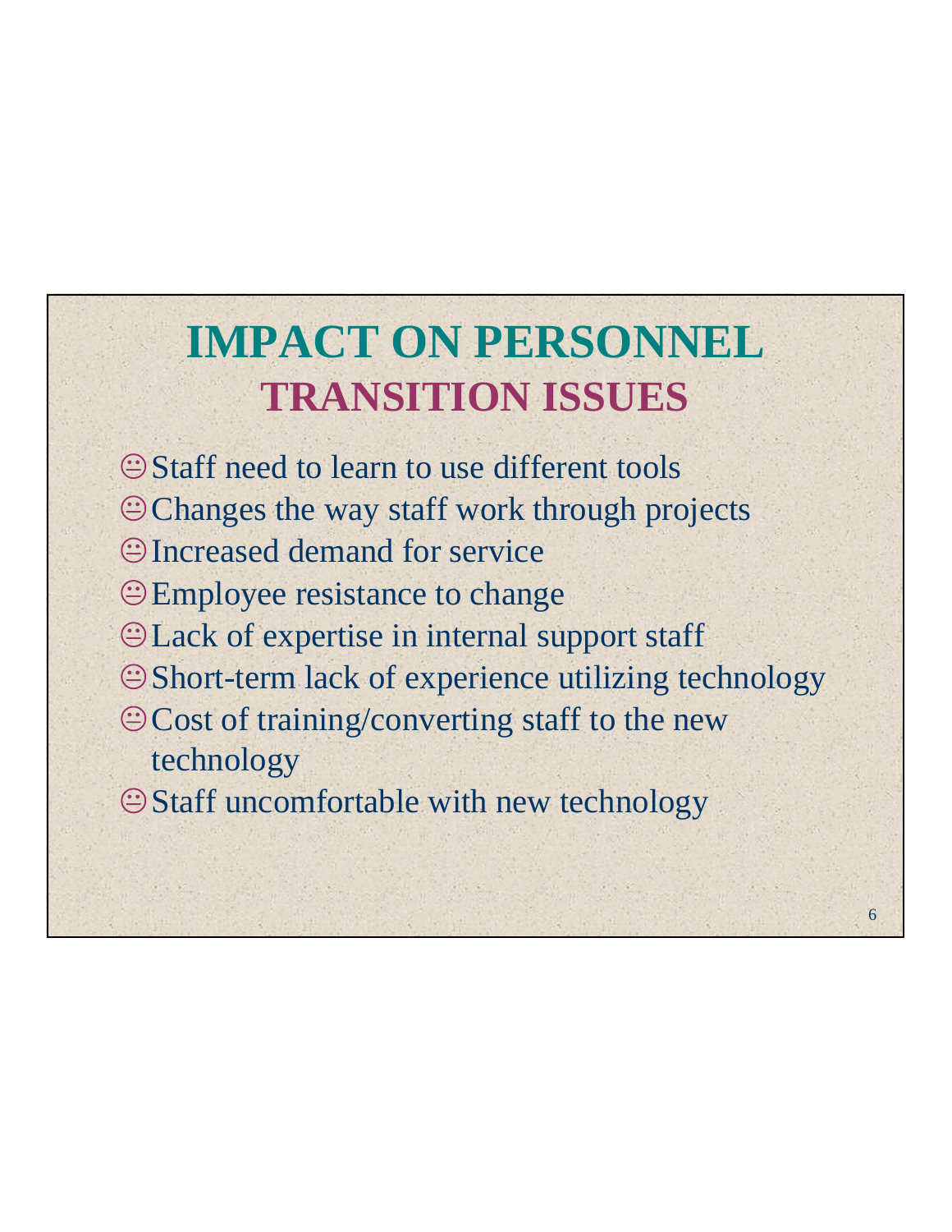# IMPACT ON PERSONNEL

## TRANSITION ISSUES

- Staff need to learn to use different tools
- Changes the way staff work through projects
- Increased demand for service
- Employee resistance to change
- Lack of expertise in internal support staff
- Short-term lack of experience utilizing technology
- Cost of training/converting staff to the new technology
- Staff uncomfortable with new technology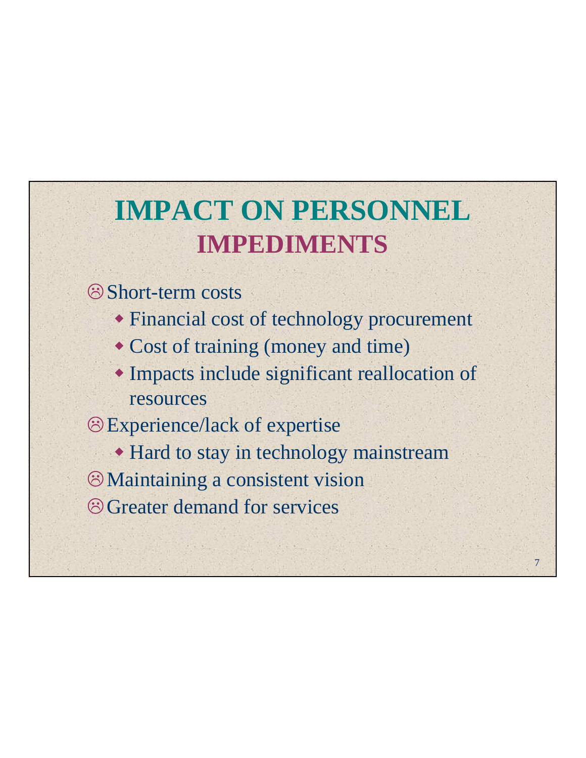# IMPACT ON PERSONNEL

## IMPEDIMENTS

- ☹ Short-term costs
  - Financial cost of technology procurement
  - Cost of training (money and time)
  - Impacts include significant reallocation of resources
- ☹ Experience/lack of expertise
  - Hard to stay in technology mainstream
- ☹ Maintaining a consistent vision
- ☹ Greater demand for services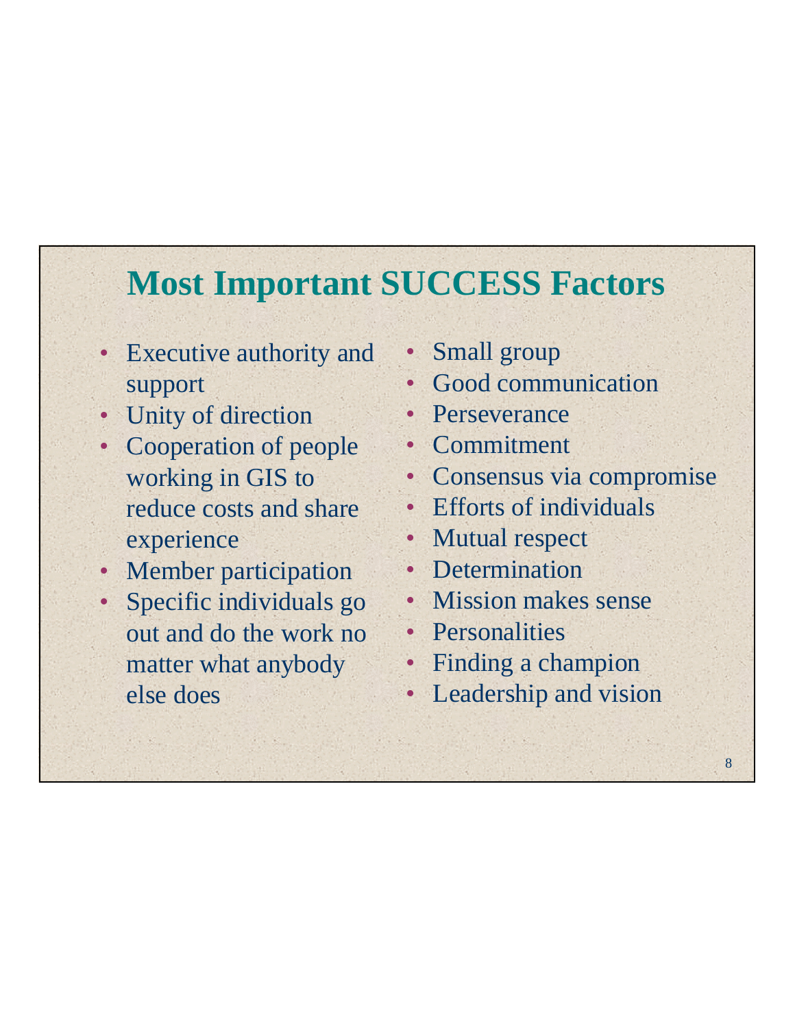# Most Important SUCCESS Factors

- Executive authority and support
- Unity of direction
- Cooperation of people working in GIS to reduce costs and share experience
- Member participation
- Specific individuals go out and do the work no matter what anybody else does
- Small group
- Good communication
- Perseverance
- Commitment
- Consensus via compromise
- Efforts of individuals
- Mutual respect
- Determination
- Mission makes sense
- Personalities
- Finding a champion
- Leadership and vision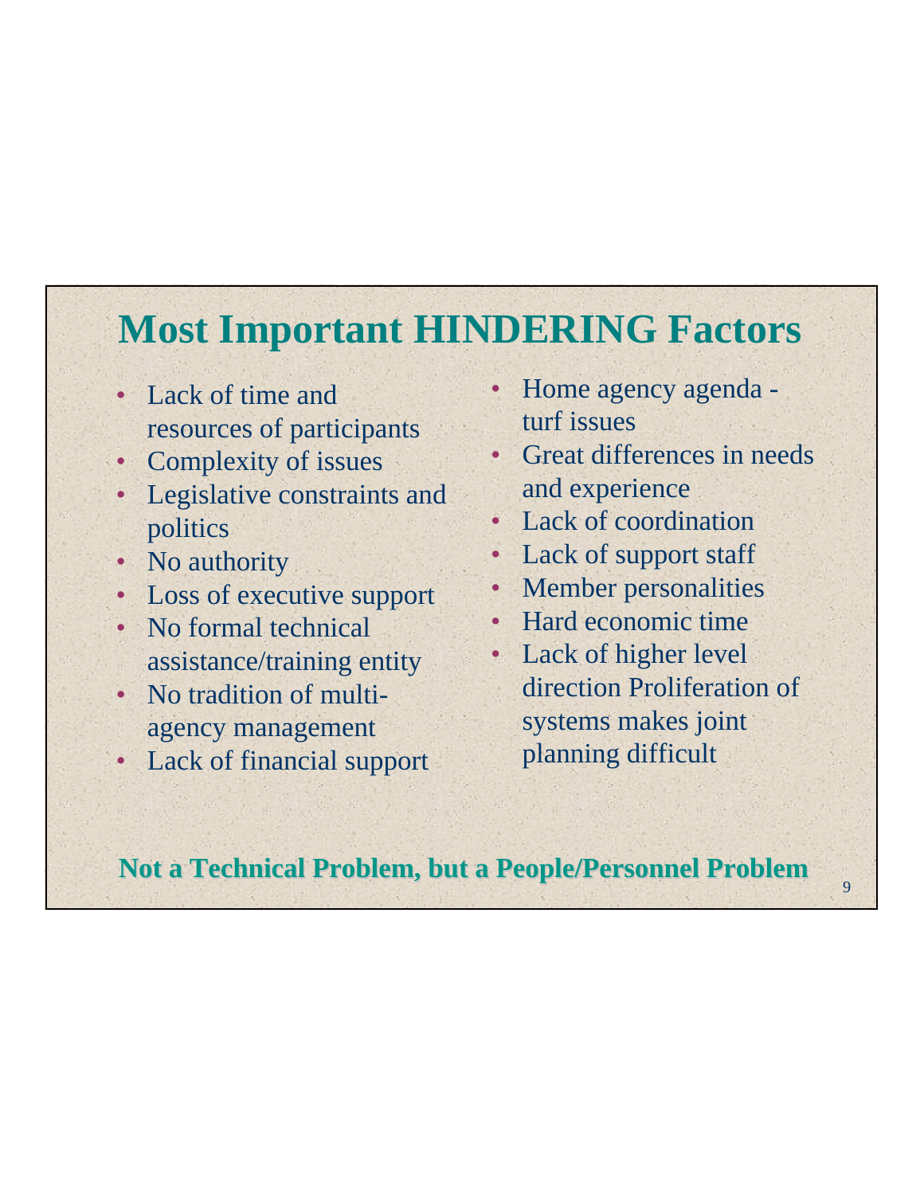# Most Important HINDERING Factors

- Lack of time and resources of participants
- Complexity of issues
- Legislative constraints and politics
- No authority
- Loss of executive support
- No formal technical assistance/training entity
- No tradition of multi-agency management
- Lack of financial support
- Home agency agenda - turf issues
- Great differences in needs and experience
- Lack of coordination
- Lack of support staff
- Member personalities
- Hard economic time
- Lack of higher level direction Proliferation of systems makes joint planning difficult

**Not a Technical Problem, but a People/Personnel Problem**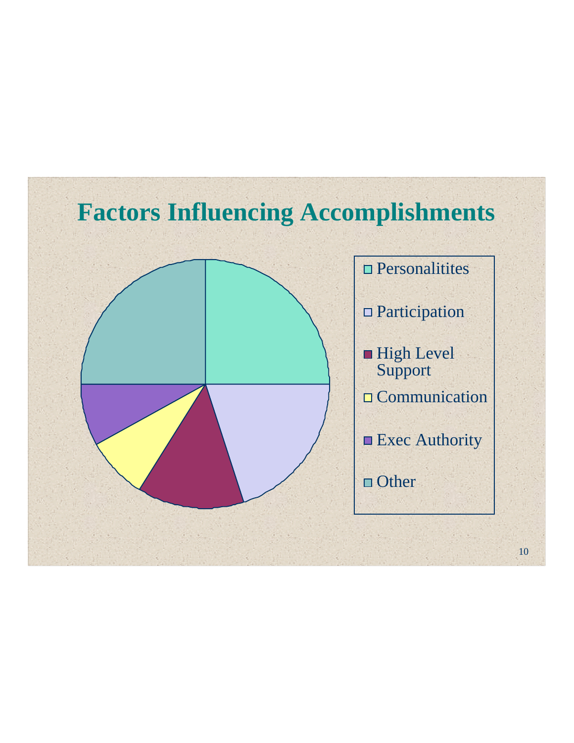# Factors Influencing Accomplishments

- Personalitites
- Participation
- High Level Support
- Communication
- Exec Authority
- Other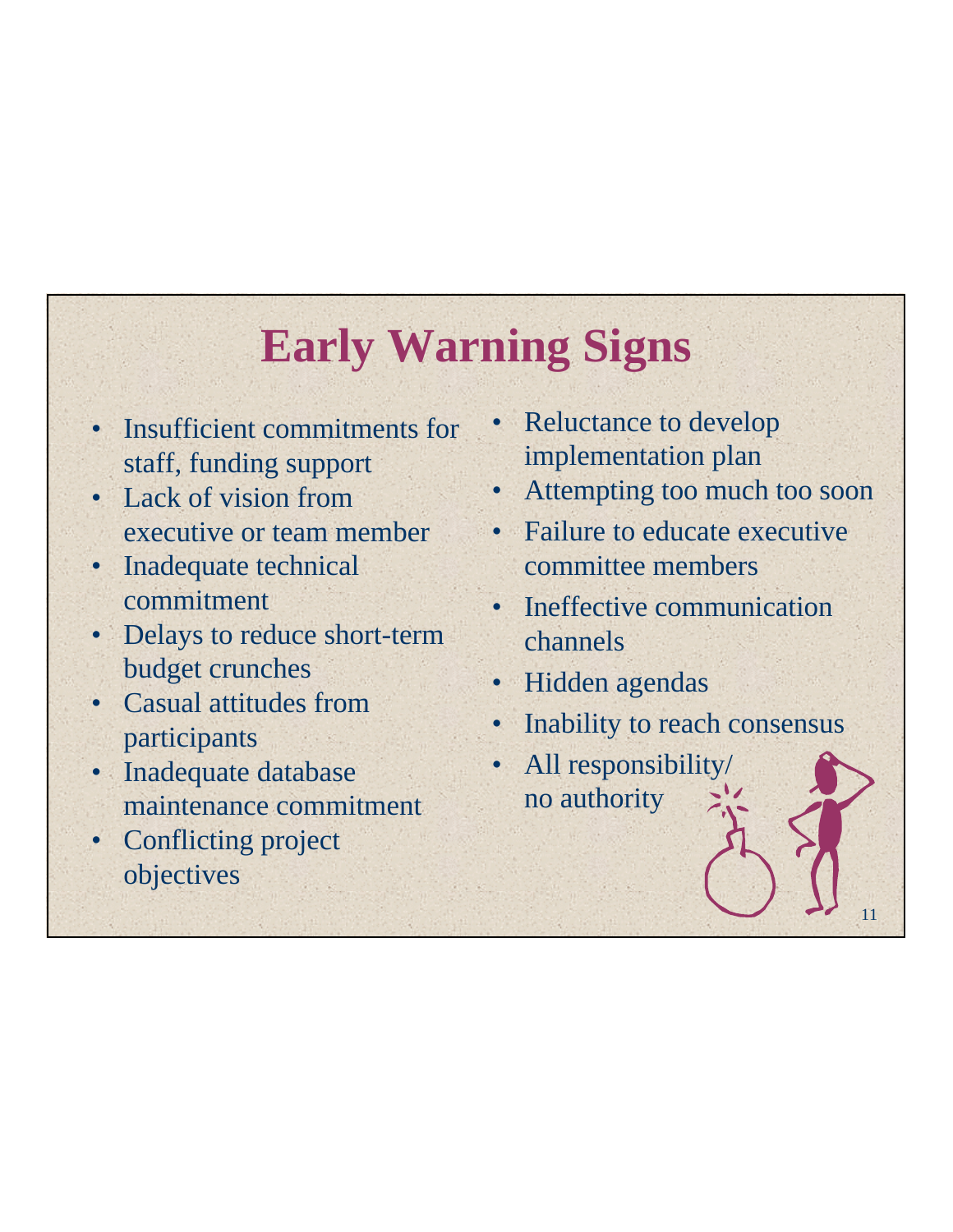# Early Warning Signs

- Insufficient commitments for staff, funding support
- Lack of vision from executive or team member
- Inadequate technical commitment
- Delays to reduce short-term budget crunches
- Casual attitudes from participants
- Inadequate database maintenance commitment
- Conflicting project objectives
- Reluctance to develop implementation plan
- Attempting too much too soon
- Failure to educate executive committee members
- Ineffective communication channels
- Hidden agendas
- Inability to reach consensus
- All responsibility/ no authority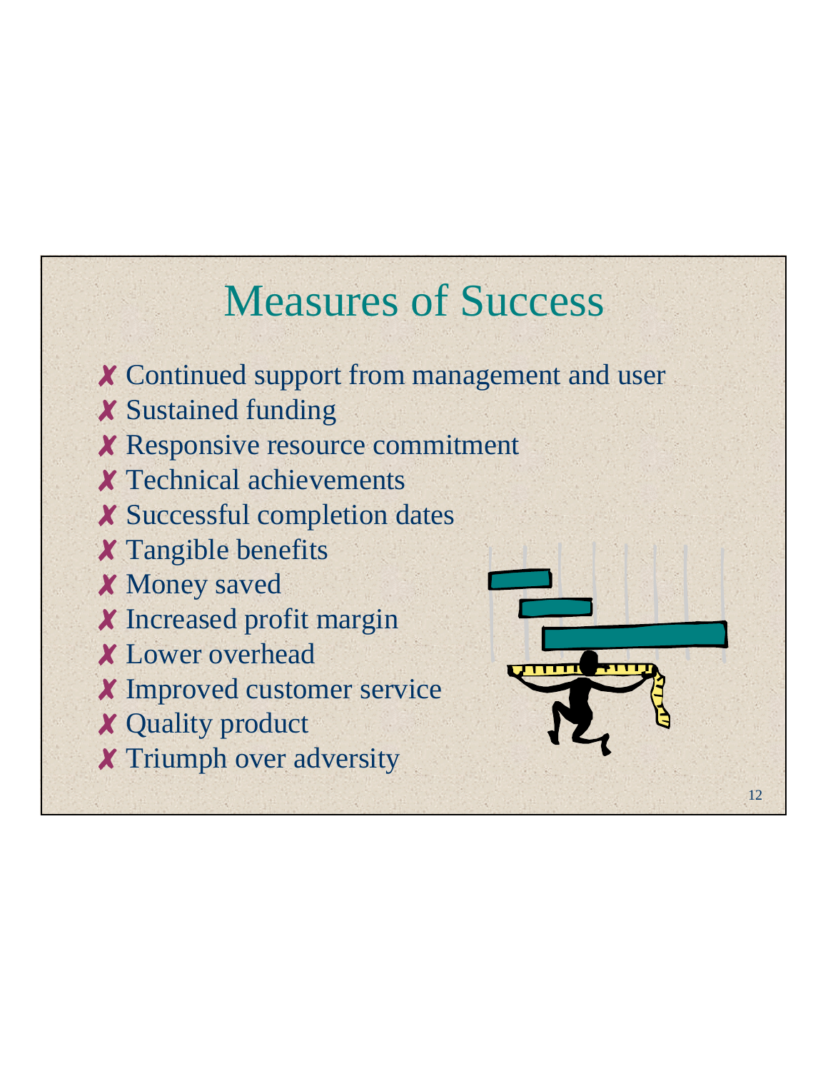# Measures of Success

- ✗ Continued support from management and user
- ✗ Sustained funding
- ✗ Responsive resource commitment
- ✗ Technical achievements
- ✗ Successful completion dates
- ✗ Tangible benefits
- ✗ Money saved
- ✗ Increased profit margin
- ✗ Lower overhead
- ✗ Improved customer service
- ✗ Quality product
- ✗ Triumph over adversity